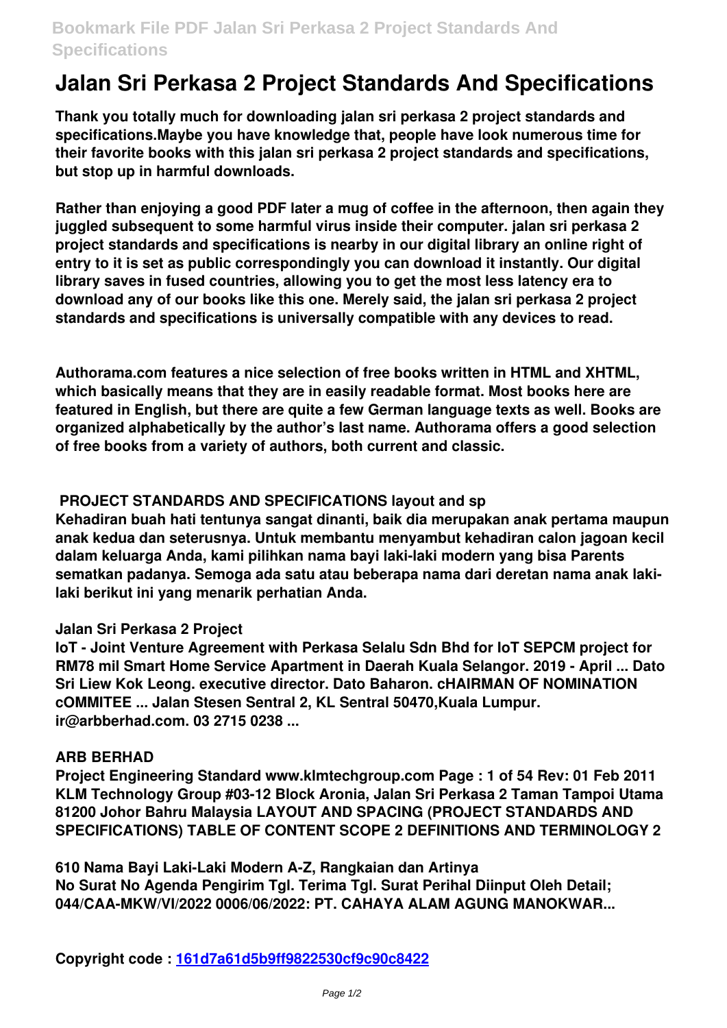# Jalan Sri Perkasa 2 Project Standards And Specifications

**Thank you totally much for downloading jalan sri perkasa 2 project standards and specifications.Maybe you have knowledge that, people have look numerous time for their favorite books with this jalan sri perkasa 2 project standards and specifications, but stop up in harmful downloads.**

**Rather than enjoying a good PDF later a mug of coffee in the afternoon, then again they juggled subsequent to some harmful virus inside their computer. jalan sri perkasa 2 project standards and specifications is nearby in our digital library an online right of entry to it is set as public correspondingly you can download it instantly. Our digital library saves in fused countries, allowing you to get the most less latency era to download any of our books like this one. Merely said, the jalan sri perkasa 2 project standards and specifications is universally compatible with any devices to read.**

**Authorama.com features a nice selection of free books written in HTML and XHTML, which basically means that they are in easily readable format. Most books here are featured in English, but there are quite a few German language texts as well. Books are organized alphabetically by the author's last name. Authorama offers a good selection of free books from a variety of authors, both current and classic.**

### PROJECT STANDARDS AND SPECIFICATIONS layout and sp

**Kehadiran buah hati tentunya sangat dinanti, baik dia merupakan anak pertama maupun anak kedua dan seterusnya. Untuk membantu menyambut kehadiran calon jagoan kecil dalam keluarga Anda, kami pilihkan nama bayi laki-laki modern yang bisa Parents sematkan padanya. Semoga ada satu atau beberapa nama dari deretan nama anak laki-laki berikut ini yang menarik perhatian Anda.**

### Jalan Sri Perkasa 2 Project

**IoT - Joint Venture Agreement with Perkasa Selalu Sdn Bhd for IoT SEPCM project for RM78 mil Smart Home Service Apartment in Daerah Kuala Selangor. 2019 - April ... Dato Sri Liew Kok Leong. executive director. Dato Baharon. cHAIRMAN OF NOMINATION cOMMITEE ... Jalan Stesen Sentral 2, KL Sentral 50470,Kuala Lumpur. ir@arbberhad.com. 03 2715 0238 ...**

### ARB BERHAD

**Project Engineering Standard www.klmtechgroup.com Page : 1 of 54 Rev: 01 Feb 2011 KLM Technology Group #03-12 Block Aronia, Jalan Sri Perkasa 2 Taman Tampoi Utama 81200 Johor Bahru Malaysia LAYOUT AND SPACING (PROJECT STANDARDS AND SPECIFICATIONS) TABLE OF CONTENT SCOPE 2 DEFINITIONS AND TERMINOLOGY 2**

### 610 Nama Bayi Laki-Laki Modern A-Z, Rangkaian dan Artinya

**No Surat No Agenda Pengirim Tgl. Terima Tgl. Surat Perihal Diinput Oleh Detail; 044/CAA-MKW/VI/2022 0006/06/2022: PT. CAHAYA ALAM AGUNG MANOKWAR...**

**Copyright code : 161d7a61d5b9ff9822530cf9c90c8422**